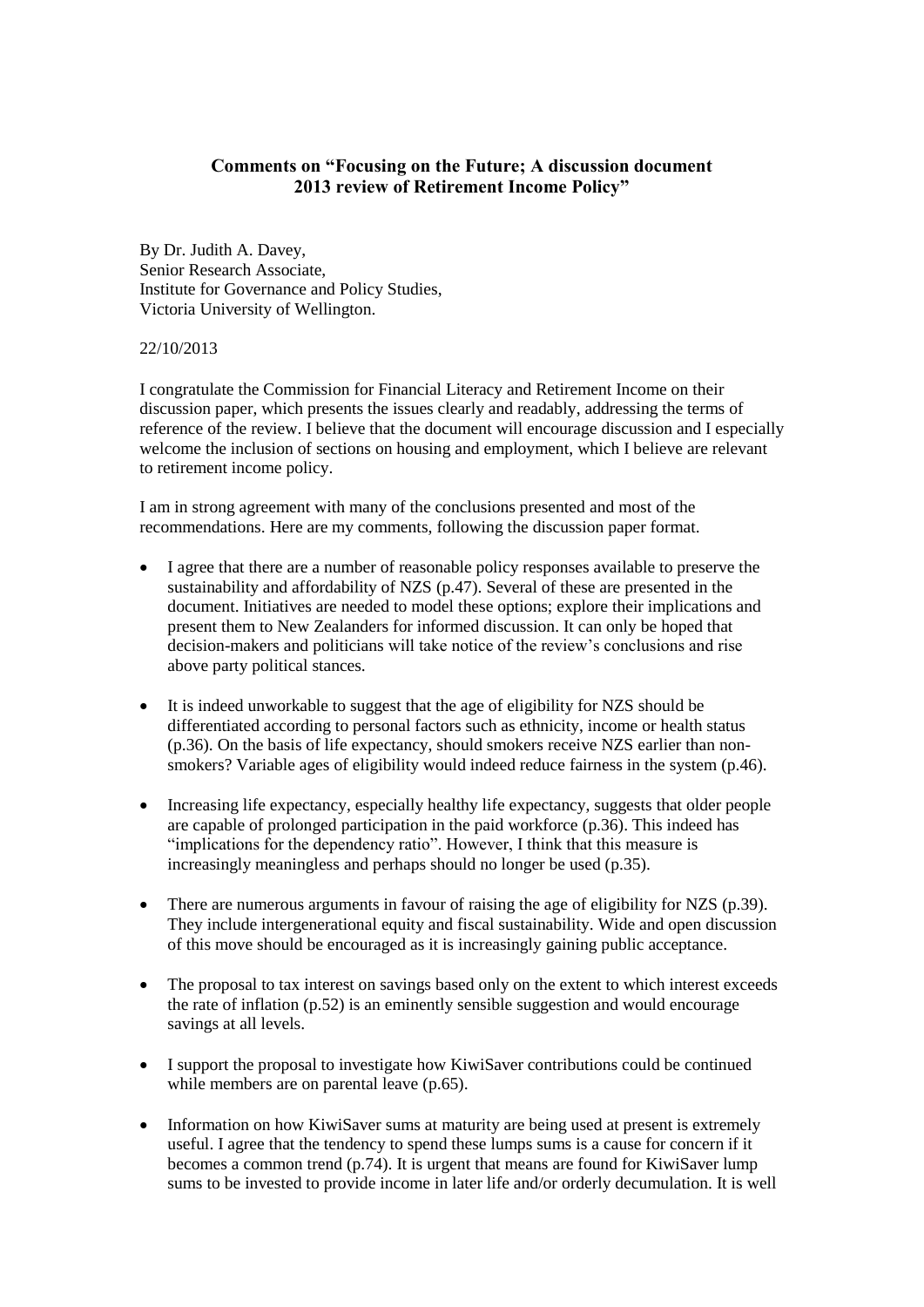**Comments on "Focusing on the Future; A discussion document 2013 review of Retirement Income Policy"**

By Dr. Judith A. Davey,
Senior Research Associate,
Institute for Governance and Policy Studies,
Victoria University of Wellington.

22/10/2013

I congratulate the Commission for Financial Literacy and Retirement Income on their discussion paper, which presents the issues clearly and readably, addressing the terms of reference of the review. I believe that the document will encourage discussion and I especially welcome the inclusion of sections on housing and employment, which I believe are relevant to retirement income policy.

I am in strong agreement with many of the conclusions presented and most of the recommendations. Here are my comments, following the discussion paper format.

- I agree that there are a number of reasonable policy responses available to preserve the sustainability and affordability of NZS (p.47). Several of these are presented in the document. Initiatives are needed to model these options; explore their implications and present them to New Zealanders for informed discussion. It can only be hoped that decision-makers and politicians will take notice of the review's conclusions and rise above party political stances.

- It is indeed unworkable to suggest that the age of eligibility for NZS should be differentiated according to personal factors such as ethnicity, income or health status (p.36). On the basis of life expectancy, should smokers receive NZS earlier than non-smokers? Variable ages of eligibility would indeed reduce fairness in the system (p.46).

- Increasing life expectancy, especially healthy life expectancy, suggests that older people are capable of prolonged participation in the paid workforce (p.36). This indeed has "implications for the dependency ratio". However, I think that this measure is increasingly meaningless and perhaps should no longer be used (p.35).

- There are numerous arguments in favour of raising the age of eligibility for NZS (p.39). They include intergenerational equity and fiscal sustainability. Wide and open discussion of this move should be encouraged as it is increasingly gaining public acceptance.

- The proposal to tax interest on savings based only on the extent to which interest exceeds the rate of inflation (p.52) is an eminently sensible suggestion and would encourage savings at all levels.

- I support the proposal to investigate how KiwiSaver contributions could be continued while members are on parental leave (p.65).

- Information on how KiwiSaver sums at maturity are being used at present is extremely useful. I agree that the tendency to spend these lumps sums is a cause for concern if it becomes a common trend (p.74). It is urgent that means are found for KiwiSaver lump sums to be invested to provide income in later life and/or orderly decumulation. It is well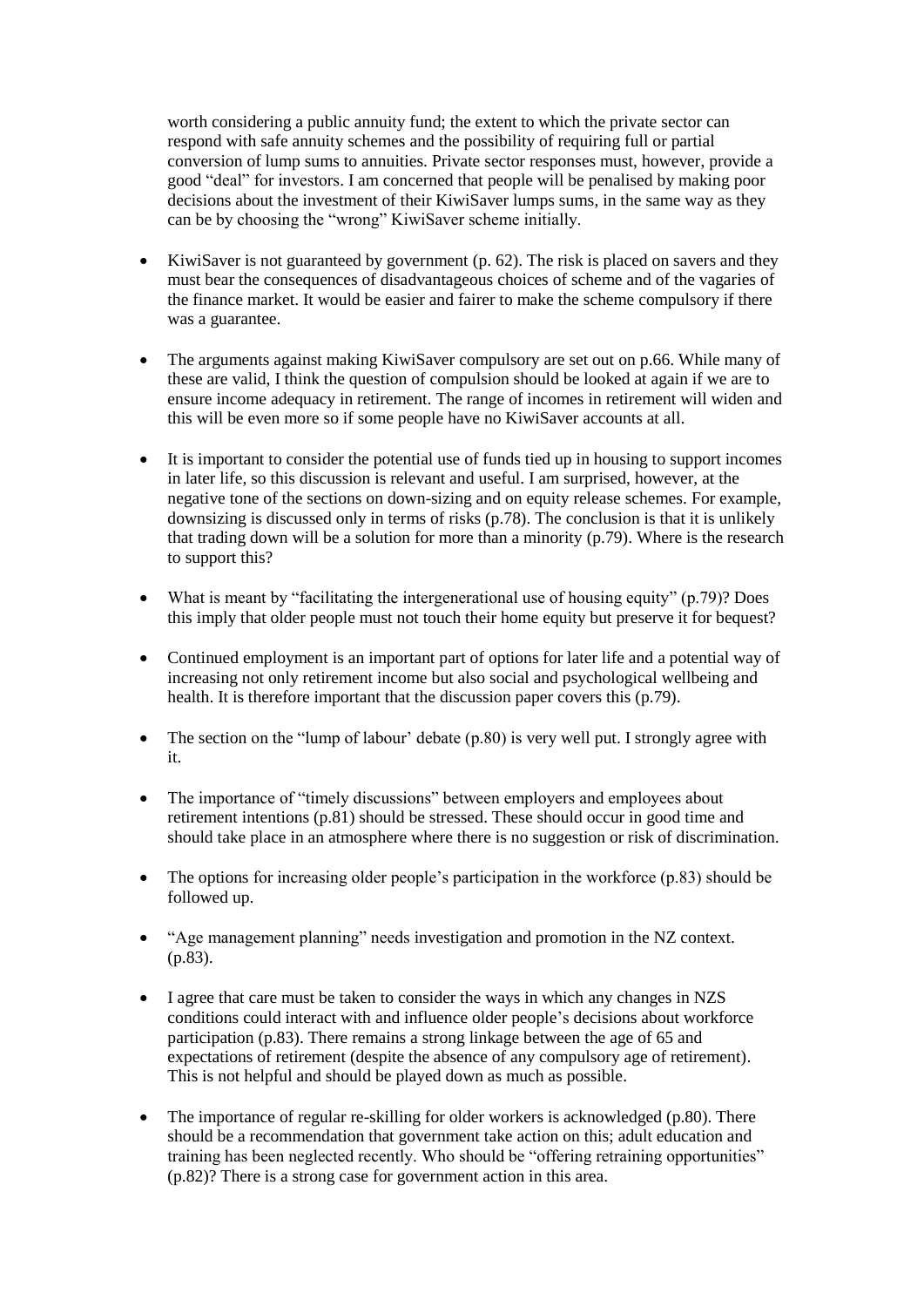worth considering a public annuity fund; the extent to which the private sector can respond with safe annuity schemes and the possibility of requiring full or partial conversion of lump sums to annuities. Private sector responses must, however, provide a good "deal" for investors. I am concerned that people will be penalised by making poor decisions about the investment of their KiwiSaver lumps sums, in the same way as they can be by choosing the "wrong" KiwiSaver scheme initially.

- KiwiSaver is not guaranteed by government (p. 62). The risk is placed on savers and they must bear the consequences of disadvantageous choices of scheme and of the vagaries of the finance market. It would be easier and fairer to make the scheme compulsory if there was a guarantee.

- The arguments against making KiwiSaver compulsory are set out on p.66. While many of these are valid, I think the question of compulsion should be looked at again if we are to ensure income adequacy in retirement. The range of incomes in retirement will widen and this will be even more so if some people have no KiwiSaver accounts at all.

- It is important to consider the potential use of funds tied up in housing to support incomes in later life, so this discussion is relevant and useful. I am surprised, however, at the negative tone of the sections on down-sizing and on equity release schemes. For example, downsizing is discussed only in terms of risks (p.78). The conclusion is that it is unlikely that trading down will be a solution for more than a minority (p.79). Where is the research to support this?

- What is meant by "facilitating the intergenerational use of housing equity" (p.79)? Does this imply that older people must not touch their home equity but preserve it for bequest?

- Continued employment is an important part of options for later life and a potential way of increasing not only retirement income but also social and psychological wellbeing and health. It is therefore important that the discussion paper covers this (p.79).

- The section on the "lump of labour' debate (p.80) is very well put. I strongly agree with it.

- The importance of "timely discussions" between employers and employees about retirement intentions (p.81) should be stressed. These should occur in good time and should take place in an atmosphere where there is no suggestion or risk of discrimination.

- The options for increasing older people's participation in the workforce (p.83) should be followed up.

- "Age management planning" needs investigation and promotion in the NZ context. (p.83).

- I agree that care must be taken to consider the ways in which any changes in NZS conditions could interact with and influence older people's decisions about workforce participation (p.83). There remains a strong linkage between the age of 65 and expectations of retirement (despite the absence of any compulsory age of retirement). This is not helpful and should be played down as much as possible.

- The importance of regular re-skilling for older workers is acknowledged (p.80). There should be a recommendation that government take action on this; adult education and training has been neglected recently. Who should be "offering retraining opportunities" (p.82)? There is a strong case for government action in this area.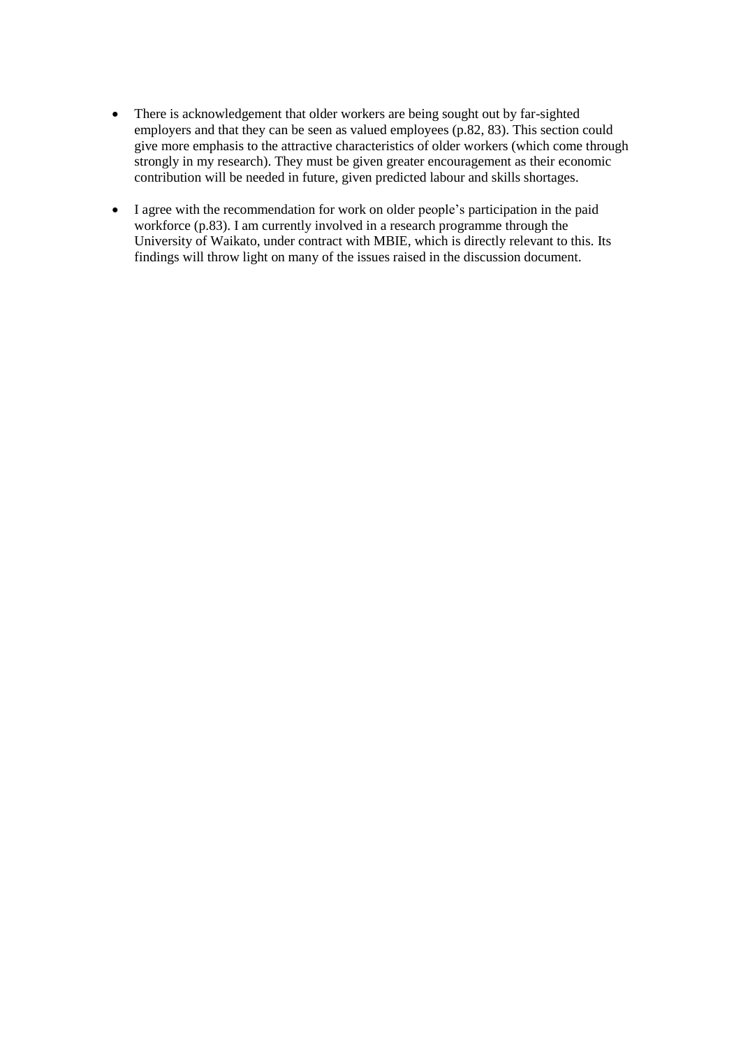- There is acknowledgement that older workers are being sought out by far-sighted employers and that they can be seen as valued employees (p.82, 83). This section could give more emphasis to the attractive characteristics of older workers (which come through strongly in my research). They must be given greater encouragement as their economic contribution will be needed in future, given predicted labour and skills shortages.

- I agree with the recommendation for work on older people's participation in the paid workforce (p.83). I am currently involved in a research programme through the University of Waikato, under contract with MBIE, which is directly relevant to this. Its findings will throw light on many of the issues raised in the discussion document.